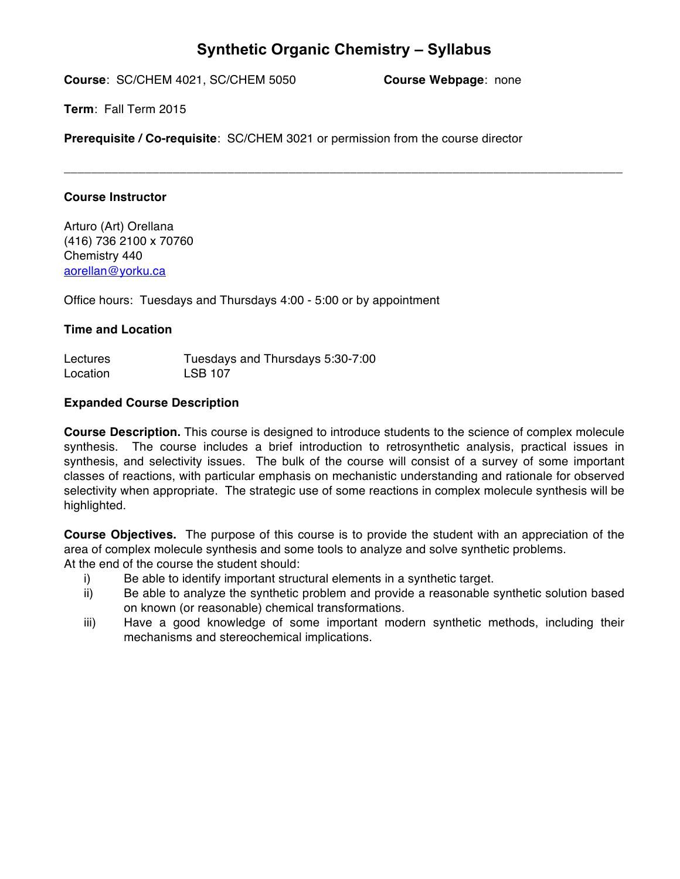# Synthetic Organic Chemistry – Syllabus

**Course**: SC/CHEM 4021, SC/CHEM 5050 **Course Webpage**: none

**Term**: Fall Term 2015

**Prerequisite / Co-requisite**: SC/CHEM 3021 or permission from the course director

---

### Course Instructor

Arturo (Art) Orellana
(416) 736 2100 x 70760
Chemistry 440
aorellan@yorku.ca

Office hours: Tuesdays and Thursdays 4:00 - 5:00 or by appointment

### Time and Location

| | |
|---|---|
| Lectures | Tuesdays and Thursdays 5:30-7:00 |
| Location | LSB 107 |

### Expanded Course Description

**Course Description.** This course is designed to introduce students to the science of complex molecule synthesis. The course includes a brief introduction to retrosynthetic analysis, practical issues in synthesis, and selectivity issues. The bulk of the course will consist of a survey of some important classes of reactions, with particular emphasis on mechanistic understanding and rationale for observed selectivity when appropriate. The strategic use of some reactions in complex molecule synthesis will be highlighted.

**Course Objectives.** The purpose of this course is to provide the student with an appreciation of the area of complex molecule synthesis and some tools to analyze and solve synthetic problems.
At the end of the course the student should:

- i) Be able to identify important structural elements in a synthetic target.
- ii) Be able to analyze the synthetic problem and provide a reasonable synthetic solution based on known (or reasonable) chemical transformations.
- iii) Have a good knowledge of some important modern synthetic methods, including their mechanisms and stereochemical implications.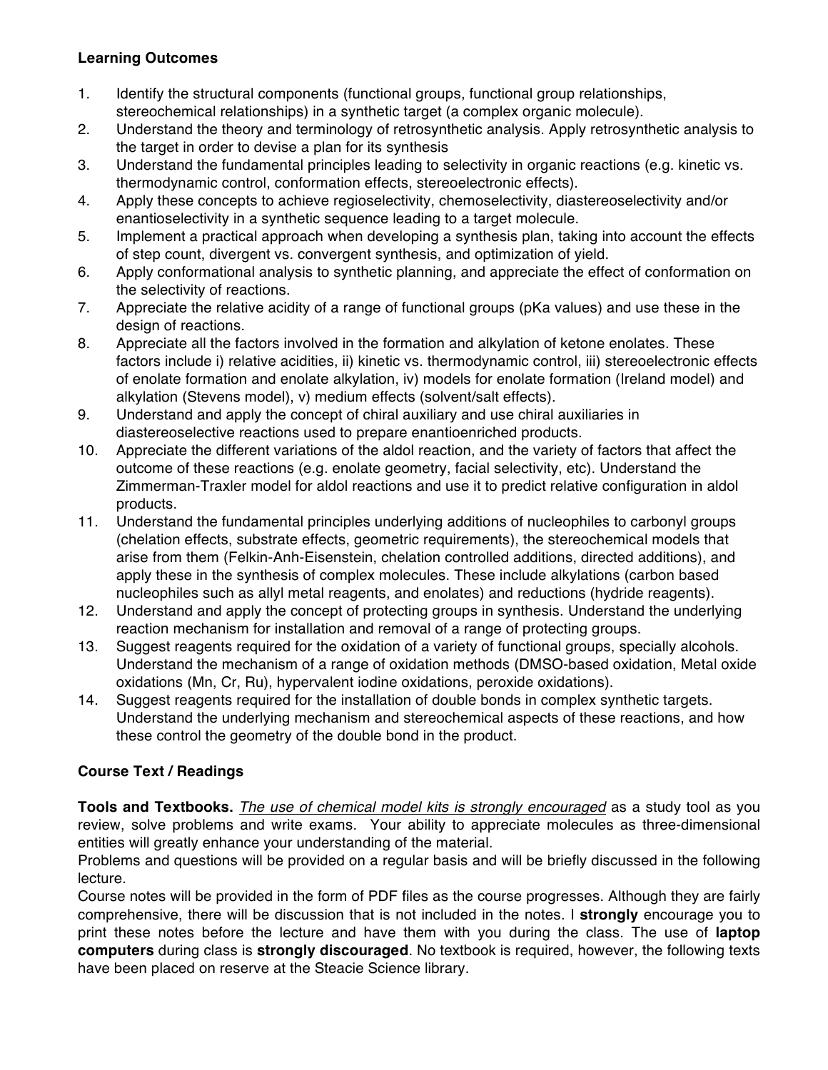**Learning Outcomes**

1. Identify the structural components (functional groups, functional group relationships, stereochemical relationships) in a synthetic target (a complex organic molecule).
2. Understand the theory and terminology of retrosynthetic analysis. Apply retrosynthetic analysis to the target in order to devise a plan for its synthesis
3. Understand the fundamental principles leading to selectivity in organic reactions (e.g. kinetic vs. thermodynamic control, conformation effects, stereoelectronic effects).
4. Apply these concepts to achieve regioselectivity, chemoselectivity, diastereoselectivity and/or enantioselectivity in a synthetic sequence leading to a target molecule.
5. Implement a practical approach when developing a synthesis plan, taking into account the effects of step count, divergent vs. convergent synthesis, and optimization of yield.
6. Apply conformational analysis to synthetic planning, and appreciate the effect of conformation on the selectivity of reactions.
7. Appreciate the relative acidity of a range of functional groups (pKa values) and use these in the design of reactions.
8. Appreciate all the factors involved in the formation and alkylation of ketone enolates. These factors include i) relative acidities, ii) kinetic vs. thermodynamic control, iii) stereoelectronic effects of enolate formation and enolate alkylation, iv) models for enolate formation (Ireland model) and alkylation (Stevens model), v) medium effects (solvent/salt effects).
9. Understand and apply the concept of chiral auxiliary and use chiral auxiliaries in diastereoselective reactions used to prepare enantioenriched products.
10. Appreciate the different variations of the aldol reaction, and the variety of factors that affect the outcome of these reactions (e.g. enolate geometry, facial selectivity, etc). Understand the Zimmerman-Traxler model for aldol reactions and use it to predict relative configuration in aldol products.
11. Understand the fundamental principles underlying additions of nucleophiles to carbonyl groups (chelation effects, substrate effects, geometric requirements), the stereochemical models that arise from them (Felkin-Anh-Eisenstein, chelation controlled additions, directed additions), and apply these in the synthesis of complex molecules. These include alkylations (carbon based nucleophiles such as allyl metal reagents, and enolates) and reductions (hydride reagents).
12. Understand and apply the concept of protecting groups in synthesis. Understand the underlying reaction mechanism for installation and removal of a range of protecting groups.
13. Suggest reagents required for the oxidation of a variety of functional groups, specially alcohols. Understand the mechanism of a range of oxidation methods (DMSO-based oxidation, Metal oxide oxidations (Mn, Cr, Ru), hypervalent iodine oxidations, peroxide oxidations).
14. Suggest reagents required for the installation of double bonds in complex synthetic targets. Understand the underlying mechanism and stereochemical aspects of these reactions, and how these control the geometry of the double bond in the product.

**Course Text / Readings**

**Tools and Textbooks.** *The use of chemical model kits is strongly encouraged* as a study tool as you review, solve problems and write exams. Your ability to appreciate molecules as three-dimensional entities will greatly enhance your understanding of the material.
Problems and questions will be provided on a regular basis and will be briefly discussed in the following lecture.
Course notes will be provided in the form of PDF files as the course progresses. Although they are fairly comprehensive, there will be discussion that is not included in the notes. I **strongly** encourage you to print these notes before the lecture and have them with you during the class. The use of **laptop computers** during class is **strongly discouraged**. No textbook is required, however, the following texts have been placed on reserve at the Steacie Science library.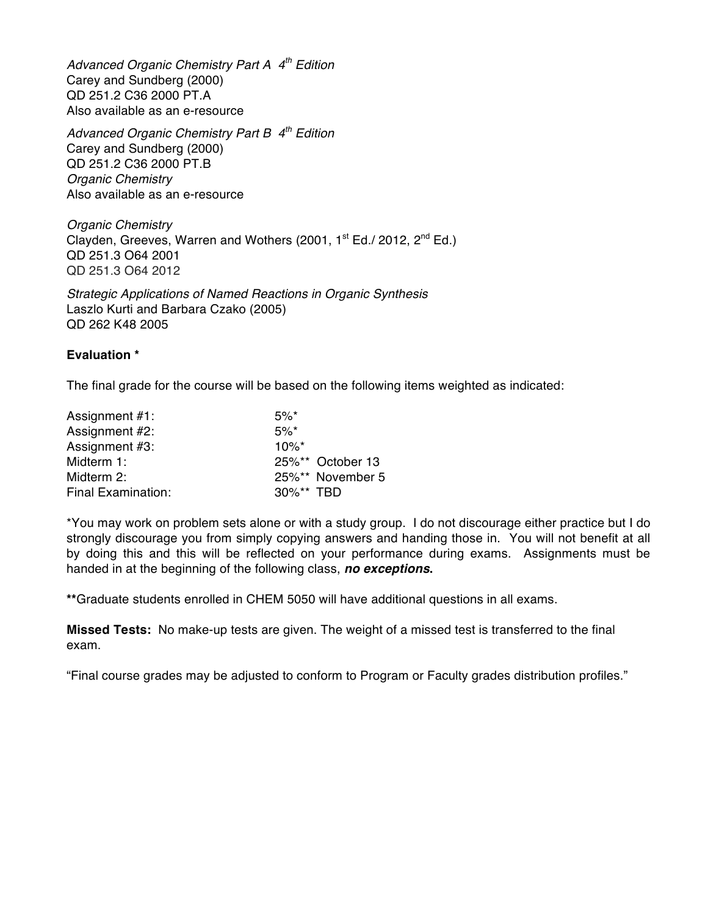*Advanced Organic Chemistry Part A 4th Edition*
Carey and Sundberg (2000)
QD 251.2 C36 2000 PT.A
Also available as an e-resource

*Advanced Organic Chemistry Part B 4th Edition*
Carey and Sundberg (2000)
QD 251.2 C36 2000 PT.B
*Organic Chemistry*
Also available as an e-resource

*Organic Chemistry*
Clayden, Greeves, Warren and Wothers (2001, 1st Ed./ 2012, 2nd Ed.)
QD 251.3 O64 2001
QD 251.3 O64 2012

*Strategic Applications of Named Reactions in Organic Synthesis*
Laszlo Kurti and Barbara Czako (2005)
QD 262 K48 2005

**Evaluation ***

The final grade for the course will be based on the following items weighted as indicated:

| | | |
|---|---|---|
| Assignment #1: | 5%* | |
| Assignment #2: | 5%* | |
| Assignment #3: | 10%* | |
| Midterm 1: | 25%** | October 13 |
| Midterm 2: | 25%** | November 5 |
| Final Examination: | 30%** | TBD |

*You may work on problem sets alone or with a study group. I do not discourage either practice but I do strongly discourage you from simply copying answers and handing those in. You will not benefit at all by doing this and this will be reflected on your performance during exams. Assignments must be handed in at the beginning of the following class, ***no exceptions*.**

**Graduate students enrolled in CHEM 5050 will have additional questions in all exams.

**Missed Tests:** No make-up tests are given. The weight of a missed test is transferred to the final exam.

"Final course grades may be adjusted to conform to Program or Faculty grades distribution profiles."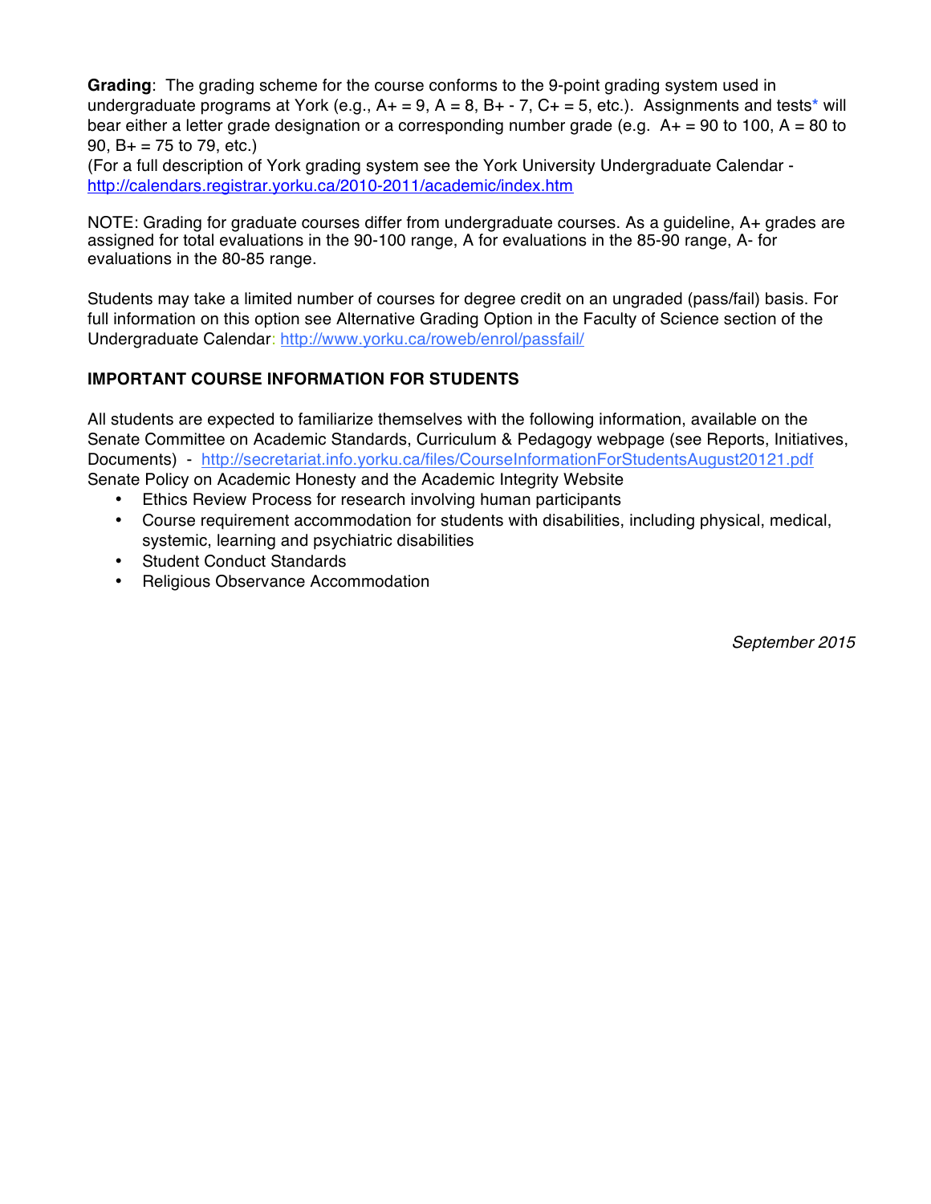**Grading**: The grading scheme for the course conforms to the 9-point grading system used in undergraduate programs at York (e.g., A+ = 9, A = 8, B+ - 7, C+ = 5, etc.). Assignments and tests* will bear either a letter grade designation or a corresponding number grade (e.g. A+ = 90 to 100, A = 80 to 90, B+ = 75 to 79, etc.)
(For a full description of York grading system see the York University Undergraduate Calendar - http://calendars.registrar.yorku.ca/2010-2011/academic/index.htm

NOTE: Grading for graduate courses differ from undergraduate courses. As a guideline, A+ grades are assigned for total evaluations in the 90-100 range, A for evaluations in the 85-90 range, A- for evaluations in the 80-85 range.

Students may take a limited number of courses for degree credit on an ungraded (pass/fail) basis. For full information on this option see Alternative Grading Option in the Faculty of Science section of the Undergraduate Calendar: http://www.yorku.ca/roweb/enrol/passfail/

**IMPORTANT COURSE INFORMATION FOR STUDENTS**

All students are expected to familiarize themselves with the following information, available on the Senate Committee on Academic Standards, Curriculum & Pedagogy webpage (see Reports, Initiatives, Documents) - http://secretariat.info.yorku.ca/files/CourseInformationForStudentsAugust20121.pdf
Senate Policy on Academic Honesty and the Academic Integrity Website

- Ethics Review Process for research involving human participants
- Course requirement accommodation for students with disabilities, including physical, medical, systemic, learning and psychiatric disabilities
- Student Conduct Standards
- Religious Observance Accommodation

*September 2015*